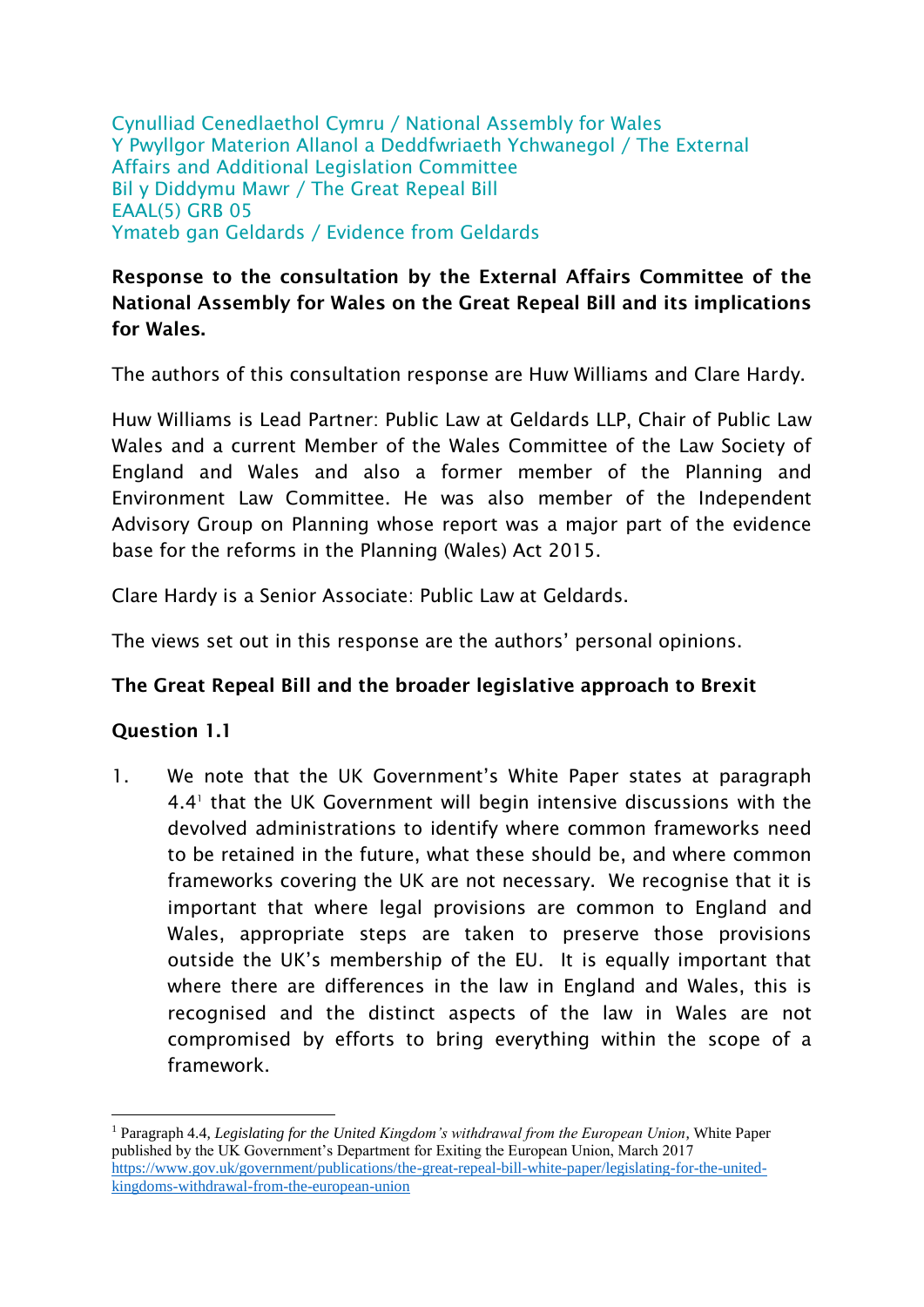Cynulliad Cenedlaethol Cymru / National Assembly for Wales
Y Pwyllgor Materion Allanol a Deddfwriaeth Ychwanegol / The External Affairs and Additional Legislation Committee
Bil y Diddymu Mawr / The Great Repeal Bill
EAAL(5) GRB 05
Ymateb gan Geldards / Evidence from Geldards

**Response to the consultation by the External Affairs Committee of the National Assembly for Wales on the Great Repeal Bill and its implications for Wales.**

The authors of this consultation response are Huw Williams and Clare Hardy.

Huw Williams is Lead Partner: Public Law at Geldards LLP, Chair of Public Law Wales and a current Member of the Wales Committee of the Law Society of England and Wales and also a former member of the Planning and Environment Law Committee. He was also member of the Independent Advisory Group on Planning whose report was a major part of the evidence base for the reforms in the Planning (Wales) Act 2015.

Clare Hardy is a Senior Associate: Public Law at Geldards.

The views set out in this response are the authors' personal opinions.

## The Great Repeal Bill and the broader legislative approach to Brexit

### Question 1.1

1. We note that the UK Government's White Paper states at paragraph 4.4[1] that the UK Government will begin intensive discussions with the devolved administrations to identify where common frameworks need to be retained in the future, what these should be, and where common frameworks covering the UK are not necessary. We recognise that it is important that where legal provisions are common to England and Wales, appropriate steps are taken to preserve those provisions outside the UK's membership of the EU. It is equally important that where there are differences in the law in England and Wales, this is recognised and the distinct aspects of the law in Wales are not compromised by efforts to bring everything within the scope of a framework.

[1] Paragraph 4.4, *Legislating for the United Kingdom's withdrawal from the European Union*, White Paper published by the UK Government's Department for Exiting the European Union, March 2017 https://www.gov.uk/government/publications/the-great-repeal-bill-white-paper/legislating-for-the-united-kingdoms-withdrawal-from-the-european-union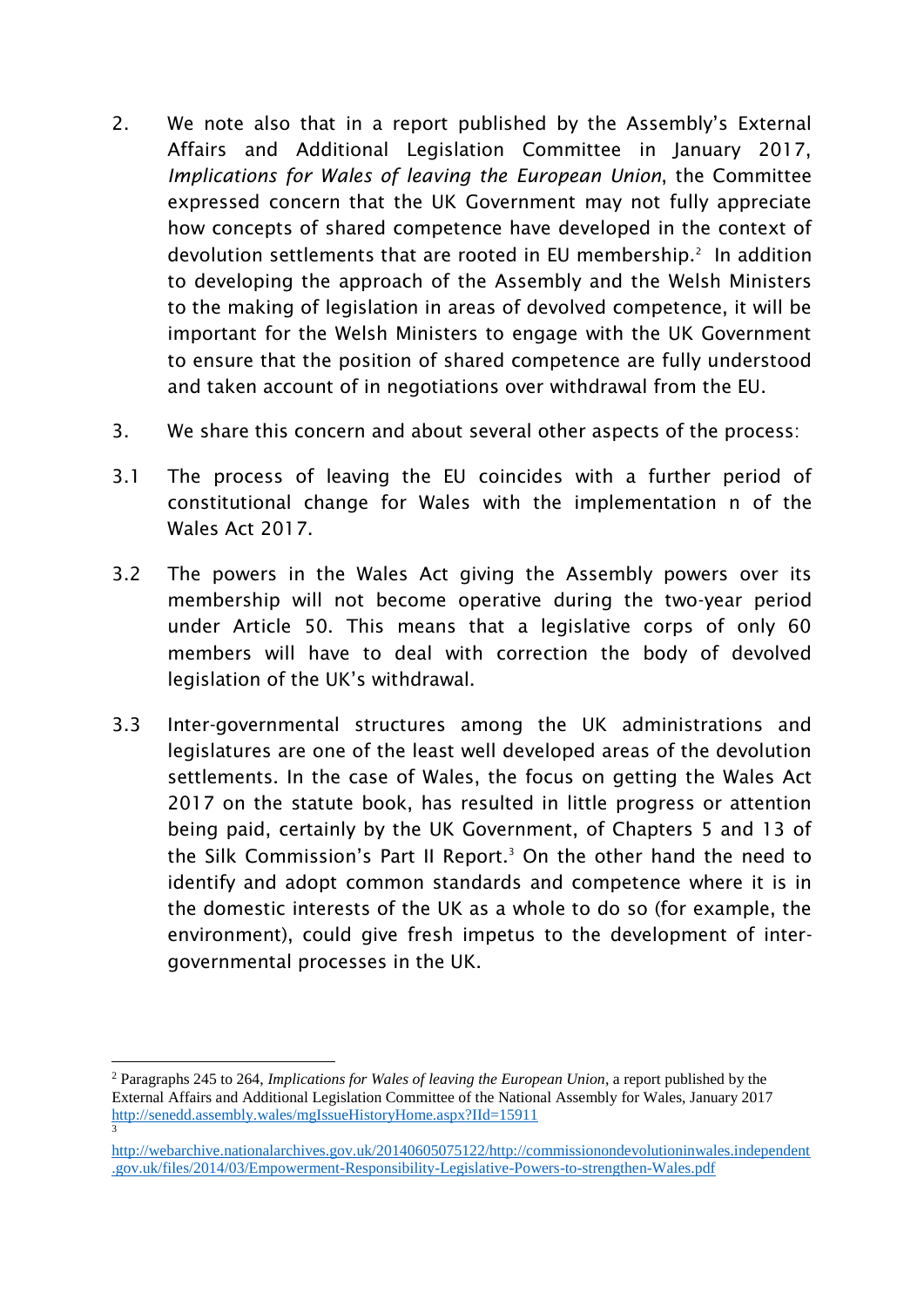2. We note also that in a report published by the Assembly's External Affairs and Additional Legislation Committee in January 2017, *Implications for Wales of leaving the European Union*, the Committee expressed concern that the UK Government may not fully appreciate how concepts of shared competence have developed in the context of devolution settlements that are rooted in EU membership.[2] In addition to developing the approach of the Assembly and the Welsh Ministers to the making of legislation in areas of devolved competence, it will be important for the Welsh Ministers to engage with the UK Government to ensure that the position of shared competence are fully understood and taken account of in negotiations over withdrawal from the EU.

3. We share this concern and about several other aspects of the process:

3.1 The process of leaving the EU coincides with a further period of constitutional change for Wales with the implementation n of the Wales Act 2017.

3.2 The powers in the Wales Act giving the Assembly powers over its membership will not become operative during the two-year period under Article 50. This means that a legislative corps of only 60 members will have to deal with correction the body of devolved legislation of the UK's withdrawal.

3.3 Inter-governmental structures among the UK administrations and legislatures are one of the least well developed areas of the devolution settlements. In the case of Wales, the focus on getting the Wales Act 2017 on the statute book, has resulted in little progress or attention being paid, certainly by the UK Government, of Chapters 5 and 13 of the Silk Commission's Part II Report.[3] On the other hand the need to identify and adopt common standards and competence where it is in the domestic interests of the UK as a whole to do so (for example, the environment), could give fresh impetus to the development of inter-governmental processes in the UK.

---

[2] Paragraphs 245 to 264, *Implications for Wales of leaving the European Union*, a report published by the External Affairs and Additional Legislation Committee of the National Assembly for Wales, January 2017 http://senedd.assembly.wales/mgIssueHistoryHome.aspx?IId=15911

[3] http://webarchive.nationalarchives.gov.uk/20140605075122/http://commissionondevolutioninwales.independent.gov.uk/files/2014/03/Empowerment-Responsibility-Legislative-Powers-to-strengthen-Wales.pdf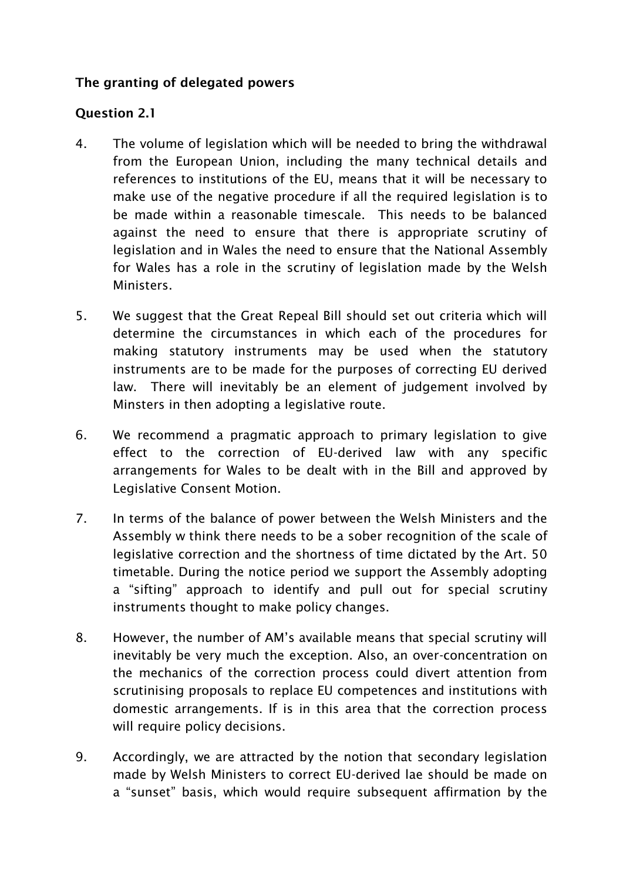**The granting of delegated powers**

**Question 2.1**

4. The volume of legislation which will be needed to bring the withdrawal from the European Union, including the many technical details and references to institutions of the EU, means that it will be necessary to make use of the negative procedure if all the required legislation is to be made within a reasonable timescale. This needs to be balanced against the need to ensure that there is appropriate scrutiny of legislation and in Wales the need to ensure that the National Assembly for Wales has a role in the scrutiny of legislation made by the Welsh Ministers.

5. We suggest that the Great Repeal Bill should set out criteria which will determine the circumstances in which each of the procedures for making statutory instruments may be used when the statutory instruments are to be made for the purposes of correcting EU derived law. There will inevitably be an element of judgement involved by Minsters in then adopting a legislative route.

6. We recommend a pragmatic approach to primary legislation to give effect to the correction of EU-derived law with any specific arrangements for Wales to be dealt with in the Bill and approved by Legislative Consent Motion.

7. In terms of the balance of power between the Welsh Ministers and the Assembly w think there needs to be a sober recognition of the scale of legislative correction and the shortness of time dictated by the Art. 50 timetable. During the notice period we support the Assembly adopting a "sifting" approach to identify and pull out for special scrutiny instruments thought to make policy changes.

8. However, the number of AM's available means that special scrutiny will inevitably be very much the exception. Also, an over-concentration on the mechanics of the correction process could divert attention from scrutinising proposals to replace EU competences and institutions with domestic arrangements. If is in this area that the correction process will require policy decisions.

9. Accordingly, we are attracted by the notion that secondary legislation made by Welsh Ministers to correct EU-derived lae should be made on a "sunset" basis, which would require subsequent affirmation by the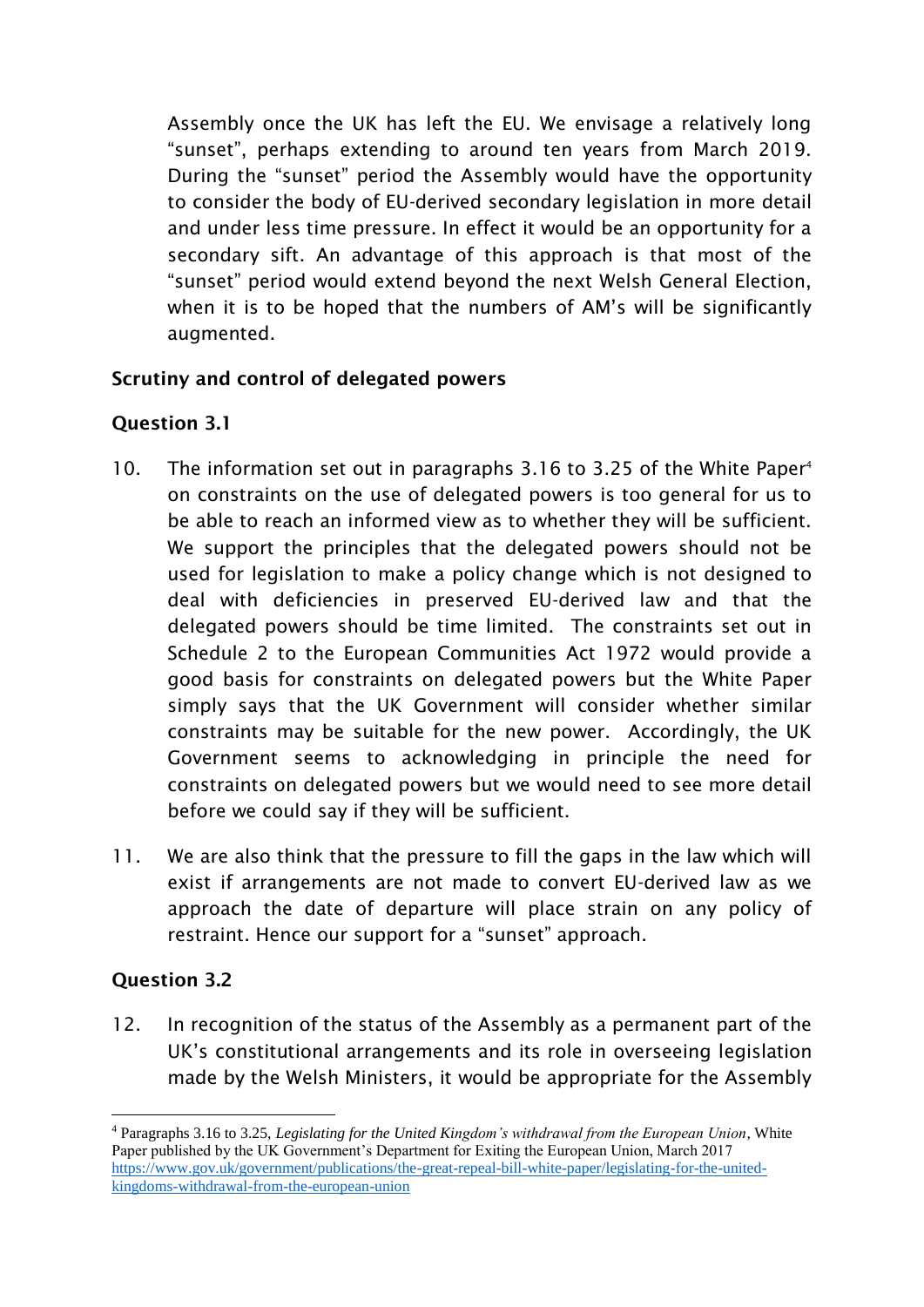Assembly once the UK has left the EU. We envisage a relatively long "sunset", perhaps extending to around ten years from March 2019. During the "sunset" period the Assembly would have the opportunity to consider the body of EU-derived secondary legislation in more detail and under less time pressure. In effect it would be an opportunity for a secondary sift. An advantage of this approach is that most of the "sunset" period would extend beyond the next Welsh General Election, when it is to be hoped that the numbers of AM's will be significantly augmented.

**Scrutiny and control of delegated powers**

**Question 3.1**

10. The information set out in paragraphs 3.16 to 3.25 of the White Paper[4] on constraints on the use of delegated powers is too general for us to be able to reach an informed view as to whether they will be sufficient. We support the principles that the delegated powers should not be used for legislation to make a policy change which is not designed to deal with deficiencies in preserved EU-derived law and that the delegated powers should be time limited. The constraints set out in Schedule 2 to the European Communities Act 1972 would provide a good basis for constraints on delegated powers but the White Paper simply says that the UK Government will consider whether similar constraints may be suitable for the new power. Accordingly, the UK Government seems to acknowledging in principle the need for constraints on delegated powers but we would need to see more detail before we could say if they will be sufficient.

11. We are also think that the pressure to fill the gaps in the law which will exist if arrangements are not made to convert EU-derived law as we approach the date of departure will place strain on any policy of restraint. Hence our support for a "sunset" approach.

**Question 3.2**

12. In recognition of the status of the Assembly as a permanent part of the UK's constitutional arrangements and its role in overseeing legislation made by the Welsh Ministers, it would be appropriate for the Assembly

---

[4] Paragraphs 3.16 to 3.25, *Legislating for the United Kingdom's withdrawal from the European Union*, White Paper published by the UK Government's Department for Exiting the European Union, March 2017 https://www.gov.uk/government/publications/the-great-repeal-bill-white-paper/legislating-for-the-united-kingdoms-withdrawal-from-the-european-union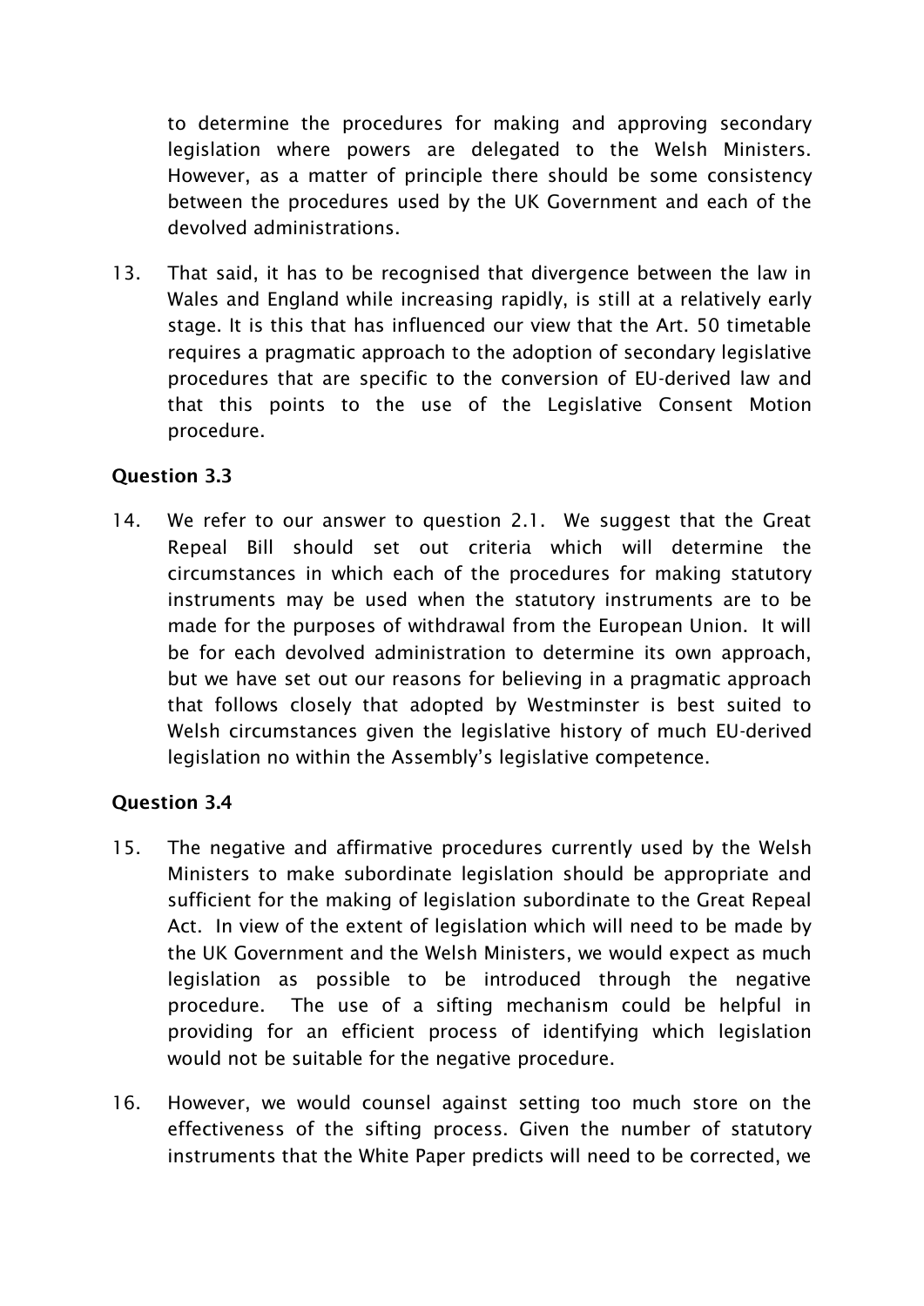to determine the procedures for making and approving secondary legislation where powers are delegated to the Welsh Ministers. However, as a matter of principle there should be some consistency between the procedures used by the UK Government and each of the devolved administrations.

13. That said, it has to be recognised that divergence between the law in Wales and England while increasing rapidly, is still at a relatively early stage. It is this that has influenced our view that the Art. 50 timetable requires a pragmatic approach to the adoption of secondary legislative procedures that are specific to the conversion of EU-derived law and that this points to the use of the Legislative Consent Motion procedure.

**Question 3.3**

14. We refer to our answer to question 2.1. We suggest that the Great Repeal Bill should set out criteria which will determine the circumstances in which each of the procedures for making statutory instruments may be used when the statutory instruments are to be made for the purposes of withdrawal from the European Union. It will be for each devolved administration to determine its own approach, but we have set out our reasons for believing in a pragmatic approach that follows closely that adopted by Westminster is best suited to Welsh circumstances given the legislative history of much EU-derived legislation no within the Assembly's legislative competence.

**Question 3.4**

15. The negative and affirmative procedures currently used by the Welsh Ministers to make subordinate legislation should be appropriate and sufficient for the making of legislation subordinate to the Great Repeal Act. In view of the extent of legislation which will need to be made by the UK Government and the Welsh Ministers, we would expect as much legislation as possible to be introduced through the negative procedure. The use of a sifting mechanism could be helpful in providing for an efficient process of identifying which legislation would not be suitable for the negative procedure.

16. However, we would counsel against setting too much store on the effectiveness of the sifting process. Given the number of statutory instruments that the White Paper predicts will need to be corrected, we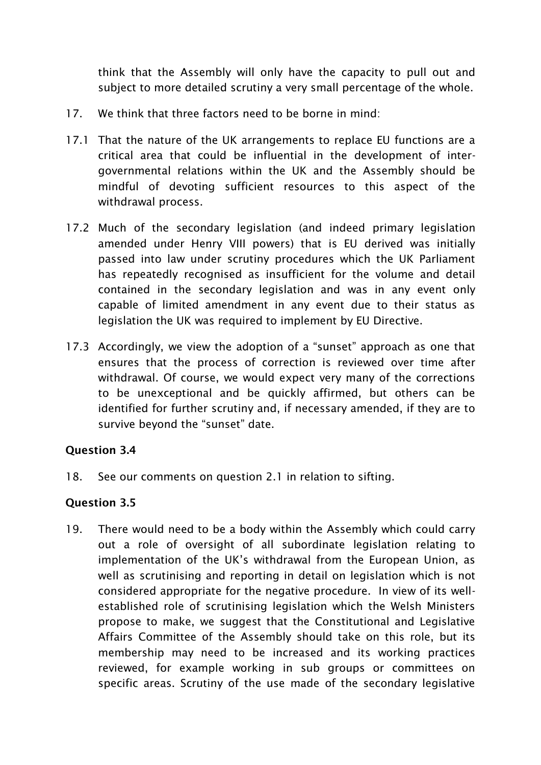think that the Assembly will only have the capacity to pull out and subject to more detailed scrutiny a very small percentage of the whole.

17. We think that three factors need to be borne in mind:

17.1 That the nature of the UK arrangements to replace EU functions are a critical area that could be influential in the development of inter-governmental relations within the UK and the Assembly should be mindful of devoting sufficient resources to this aspect of the withdrawal process.

17.2 Much of the secondary legislation (and indeed primary legislation amended under Henry VIII powers) that is EU derived was initially passed into law under scrutiny procedures which the UK Parliament has repeatedly recognised as insufficient for the volume and detail contained in the secondary legislation and was in any event only capable of limited amendment in any event due to their status as legislation the UK was required to implement by EU Directive.

17.3 Accordingly, we view the adoption of a "sunset" approach as one that ensures that the process of correction is reviewed over time after withdrawal. Of course, we would expect very many of the corrections to be unexceptional and be quickly affirmed, but others can be identified for further scrutiny and, if necessary amended, if they are to survive beyond the "sunset" date.

**Question 3.4**

18. See our comments on question 2.1 in relation to sifting.

**Question 3.5**

19. There would need to be a body within the Assembly which could carry out a role of oversight of all subordinate legislation relating to implementation of the UK's withdrawal from the European Union, as well as scrutinising and reporting in detail on legislation which is not considered appropriate for the negative procedure. In view of its well-established role of scrutinising legislation which the Welsh Ministers propose to make, we suggest that the Constitutional and Legislative Affairs Committee of the Assembly should take on this role, but its membership may need to be increased and its working practices reviewed, for example working in sub groups or committees on specific areas. Scrutiny of the use made of the secondary legislative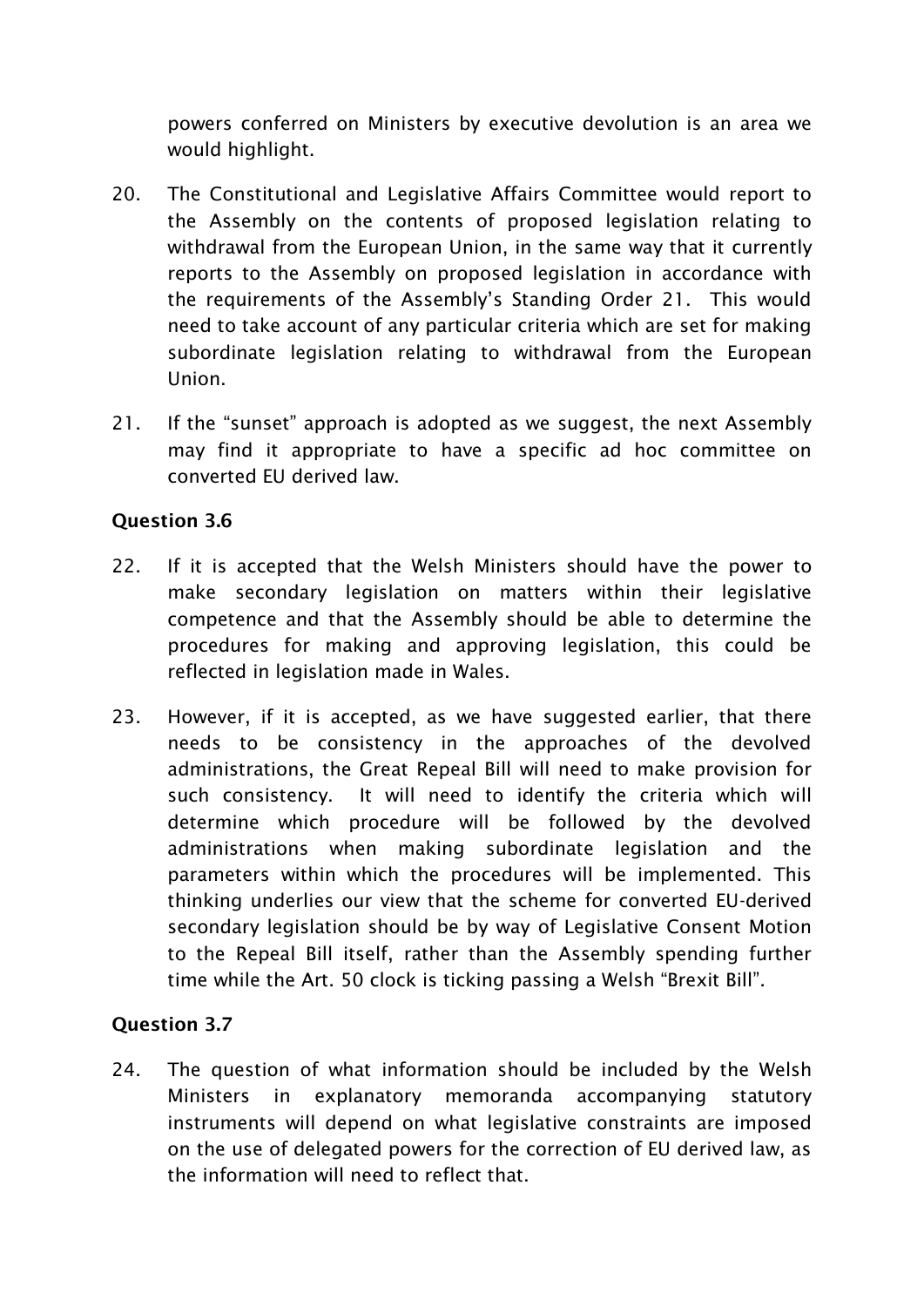powers conferred on Ministers by executive devolution is an area we would highlight.

20. The Constitutional and Legislative Affairs Committee would report to the Assembly on the contents of proposed legislation relating to withdrawal from the European Union, in the same way that it currently reports to the Assembly on proposed legislation in accordance with the requirements of the Assembly's Standing Order 21. This would need to take account of any particular criteria which are set for making subordinate legislation relating to withdrawal from the European Union.

21. If the "sunset" approach is adopted as we suggest, the next Assembly may find it appropriate to have a specific ad hoc committee on converted EU derived law.

**Question 3.6**

22. If it is accepted that the Welsh Ministers should have the power to make secondary legislation on matters within their legislative competence and that the Assembly should be able to determine the procedures for making and approving legislation, this could be reflected in legislation made in Wales.

23. However, if it is accepted, as we have suggested earlier, that there needs to be consistency in the approaches of the devolved administrations, the Great Repeal Bill will need to make provision for such consistency. It will need to identify the criteria which will determine which procedure will be followed by the devolved administrations when making subordinate legislation and the parameters within which the procedures will be implemented. This thinking underlies our view that the scheme for converted EU-derived secondary legislation should be by way of Legislative Consent Motion to the Repeal Bill itself, rather than the Assembly spending further time while the Art. 50 clock is ticking passing a Welsh "Brexit Bill".

**Question 3.7**

24. The question of what information should be included by the Welsh Ministers in explanatory memoranda accompanying statutory instruments will depend on what legislative constraints are imposed on the use of delegated powers for the correction of EU derived law, as the information will need to reflect that.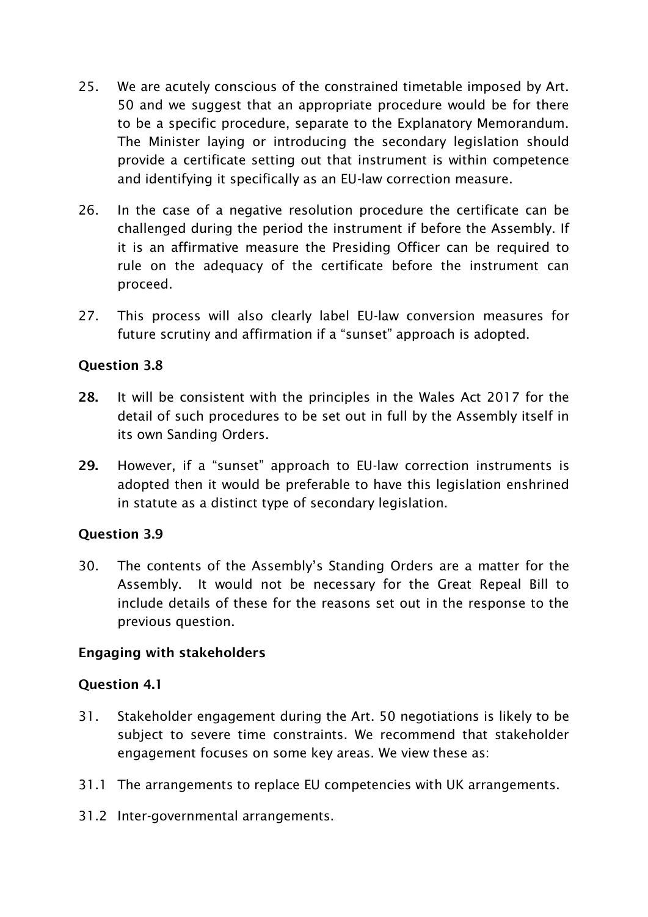25. We are acutely conscious of the constrained timetable imposed by Art. 50 and we suggest that an appropriate procedure would be for there to be a specific procedure, separate to the Explanatory Memorandum. The Minister laying or introducing the secondary legislation should provide a certificate setting out that instrument is within competence and identifying it specifically as an EU-law correction measure.

26. In the case of a negative resolution procedure the certificate can be challenged during the period the instrument if before the Assembly. If it is an affirmative measure the Presiding Officer can be required to rule on the adequacy of the certificate before the instrument can proceed.

27. This process will also clearly label EU-law conversion measures for future scrutiny and affirmation if a "sunset" approach is adopted.

**Question 3.8**

**28.** It will be consistent with the principles in the Wales Act 2017 for the detail of such procedures to be set out in full by the Assembly itself in its own Sanding Orders.

**29.** However, if a "sunset" approach to EU-law correction instruments is adopted then it would be preferable to have this legislation enshrined in statute as a distinct type of secondary legislation.

**Question 3.9**

30. The contents of the Assembly's Standing Orders are a matter for the Assembly. It would not be necessary for the Great Repeal Bill to include details of these for the reasons set out in the response to the previous question.

**Engaging with stakeholders**

**Question 4.1**

31. Stakeholder engagement during the Art. 50 negotiations is likely to be subject to severe time constraints. We recommend that stakeholder engagement focuses on some key areas. We view these as:

31.1 The arrangements to replace EU competencies with UK arrangements.

31.2 Inter-governmental arrangements.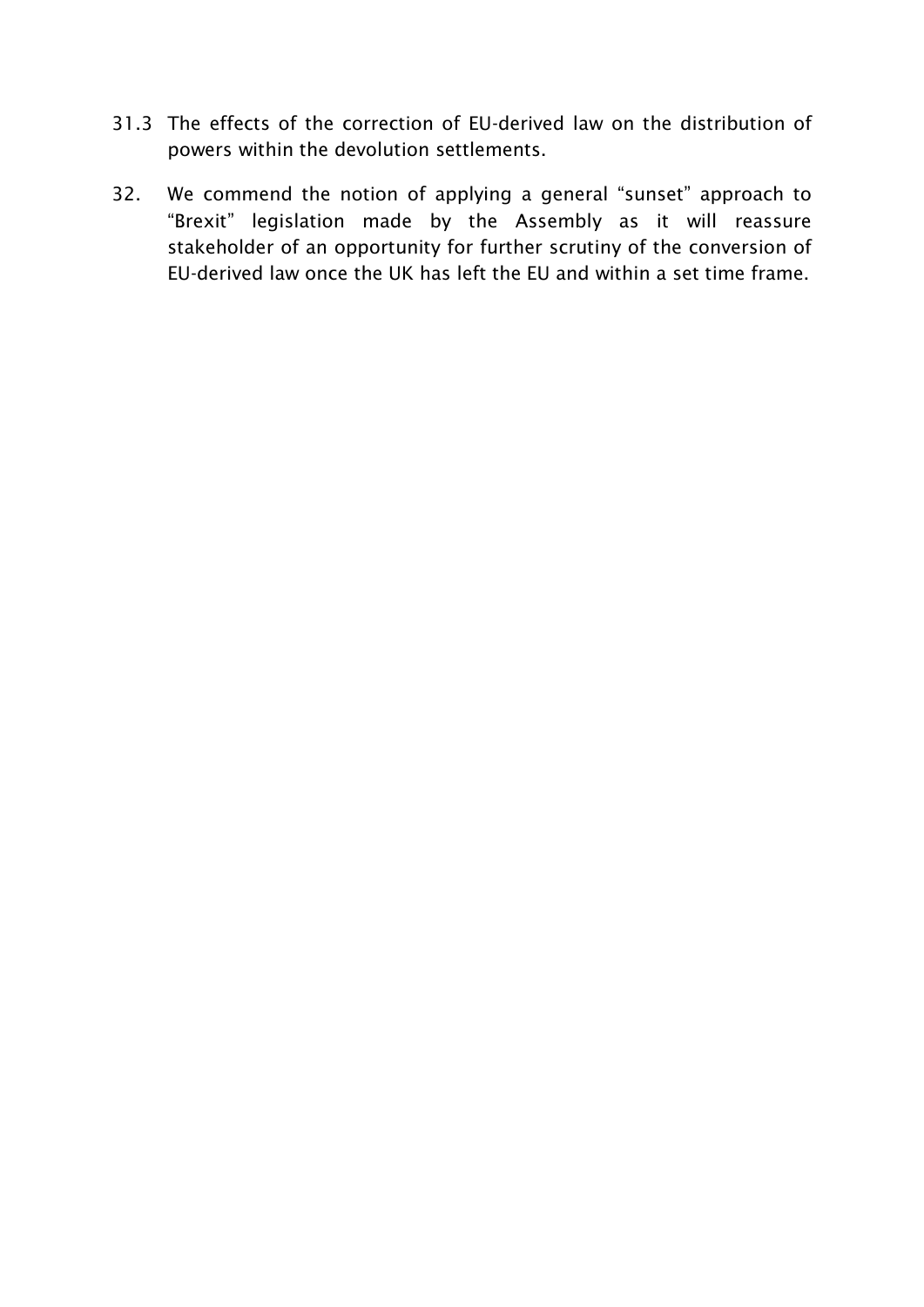31.3 The effects of the correction of EU-derived law on the distribution of powers within the devolution settlements.

32. We commend the notion of applying a general "sunset" approach to "Brexit" legislation made by the Assembly as it will reassure stakeholder of an opportunity for further scrutiny of the conversion of EU-derived law once the UK has left the EU and within a set time frame.